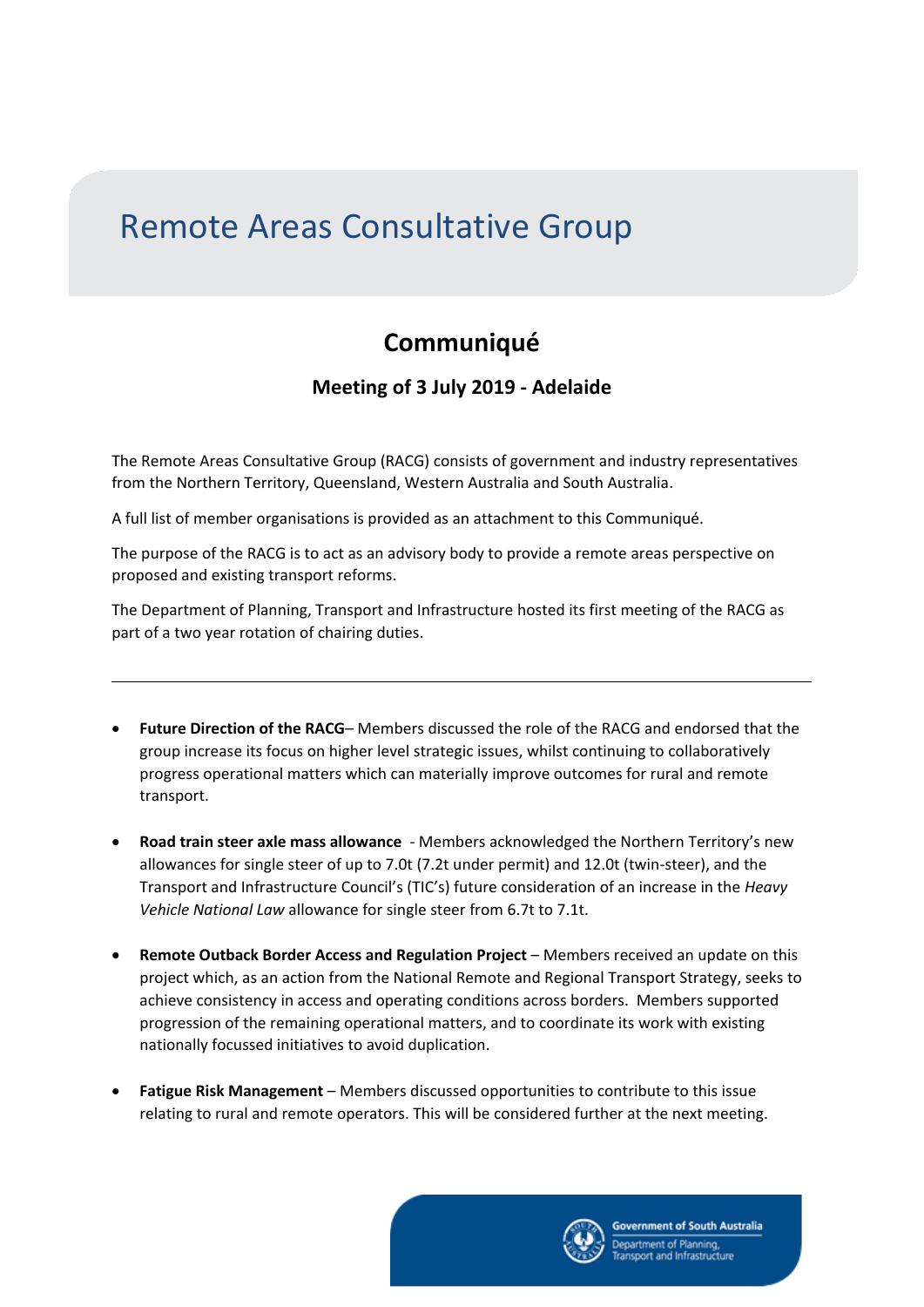# Remote Areas Consultative Group

## Communiqué

### Meeting of 3 July 2019 - Adelaide

The Remote Areas Consultative Group (RACG) consists of government and industry representatives from the Northern Territory, Queensland, Western Australia and South Australia.

A full list of member organisations is provided as an attachment to this Communiqué.

The purpose of the RACG is to act as an advisory body to provide a remote areas perspective on proposed and existing transport reforms.

The Department of Planning, Transport and Infrastructure hosted its first meeting of the RACG as part of a two year rotation of chairing duties.

---

- **Future Direction of the RACG**– Members discussed the role of the RACG and endorsed that the group increase its focus on higher level strategic issues, whilst continuing to collaboratively progress operational matters which can materially improve outcomes for rural and remote transport.

- **Road train steer axle mass allowance** - Members acknowledged the Northern Territory's new allowances for single steer of up to 7.0t (7.2t under permit) and 12.0t (twin-steer), and the Transport and Infrastructure Council's (TIC's) future consideration of an increase in the *Heavy Vehicle National Law* allowance for single steer from 6.7t to 7.1t.

- **Remote Outback Border Access and Regulation Project** – Members received an update on this project which, as an action from the National Remote and Regional Transport Strategy, seeks to achieve consistency in access and operating conditions across borders. Members supported progression of the remaining operational matters, and to coordinate its work with existing nationally focussed initiatives to avoid duplication.

- **Fatigue Risk Management** – Members discussed opportunities to contribute to this issue relating to rural and remote operators. This will be considered further at the next meeting.

Government of South Australia
Department of Planning, Transport and Infrastructure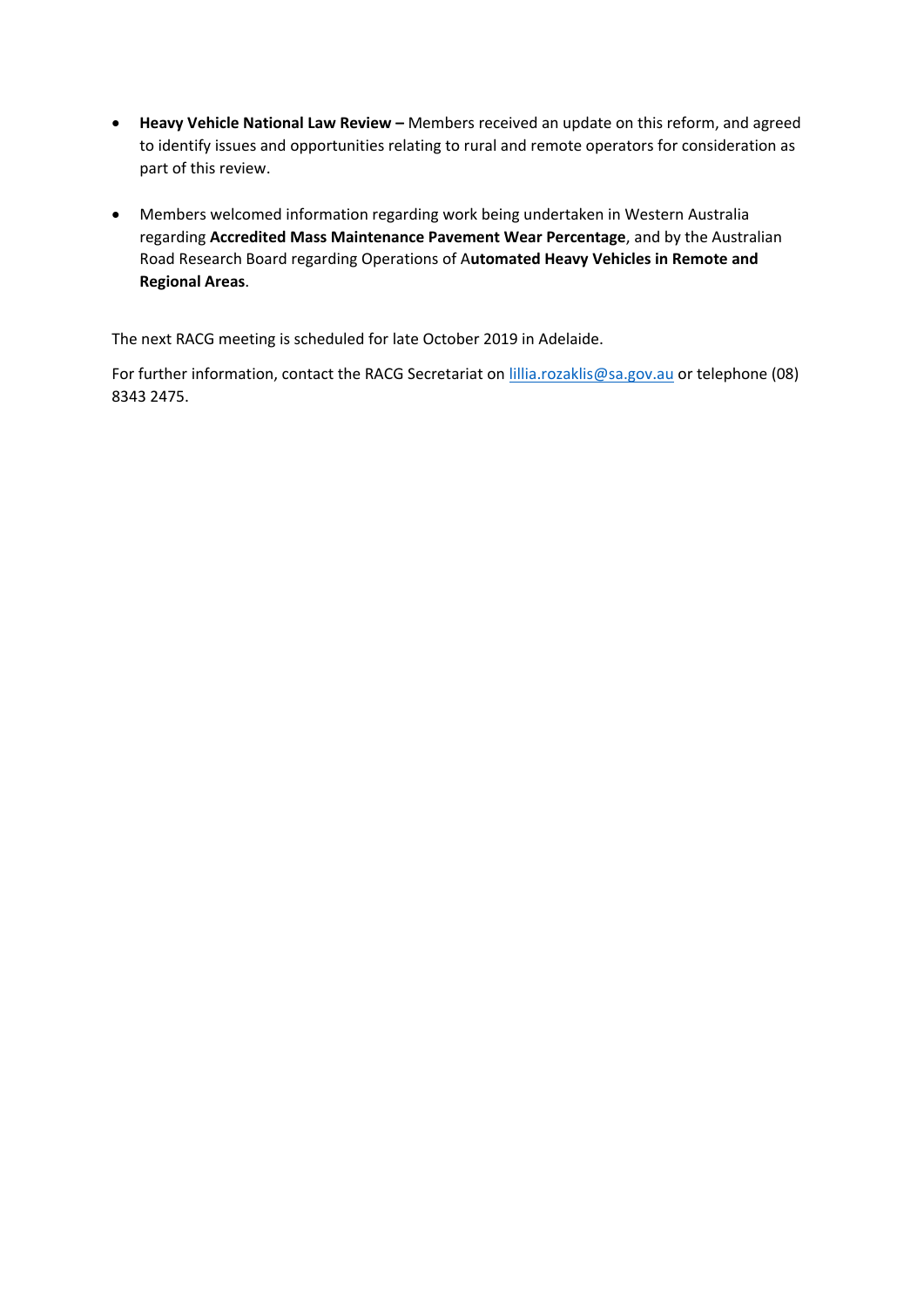- **Heavy Vehicle National Law Review –** Members received an update on this reform, and agreed to identify issues and opportunities relating to rural and remote operators for consideration as part of this review.

- Members welcomed information regarding work being undertaken in Western Australia regarding **Accredited Mass Maintenance Pavement Wear Percentage**, and by the Australian Road Research Board regarding Operations of A**utomated Heavy Vehicles in Remote and Regional Areas**.

The next RACG meeting is scheduled for late October 2019 in Adelaide.

For further information, contact the RACG Secretariat on [lillia.rozaklis@sa.gov.au](mailto:lillia.rozaklis@sa.gov.au) or telephone (08) 8343 2475.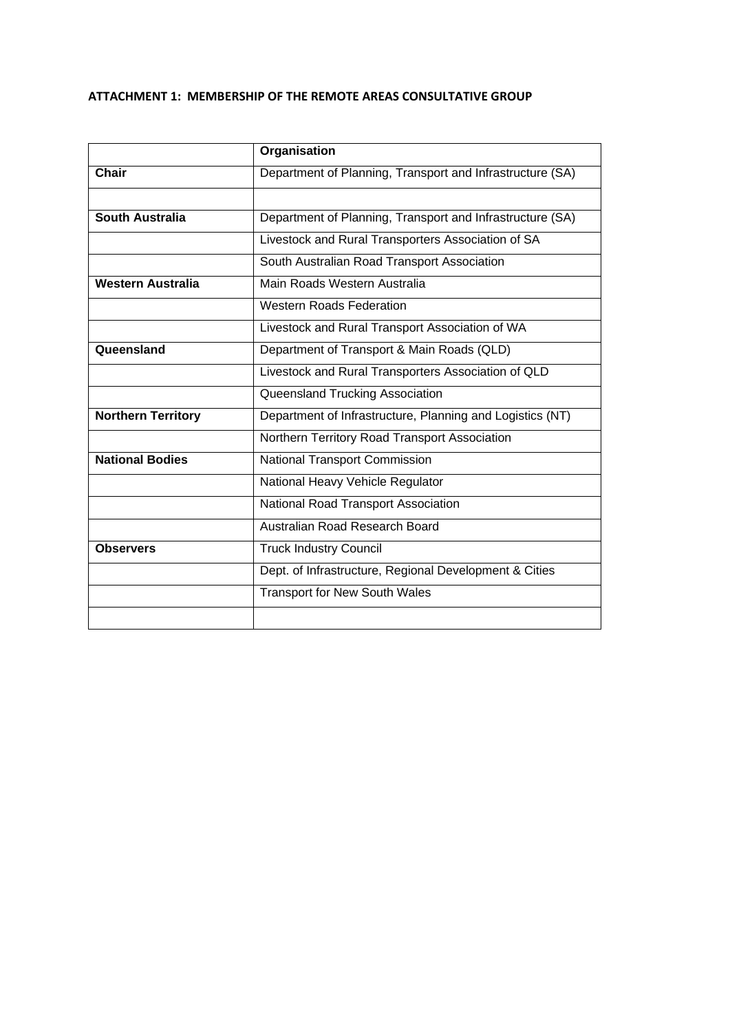**ATTACHMENT 1: MEMBERSHIP OF THE REMOTE AREAS CONSULTATIVE GROUP**

| | Organisation |
|---|---|
| **Chair** | Department of Planning, Transport and Infrastructure (SA) |
| | |
| **South Australia** | Department of Planning, Transport and Infrastructure (SA) |
| | Livestock and Rural Transporters Association of SA |
| | South Australian Road Transport Association |
| **Western Australia** | Main Roads Western Australia |
| | Western Roads Federation |
| | Livestock and Rural Transport Association of WA |
| **Queensland** | Department of Transport & Main Roads (QLD) |
| | Livestock and Rural Transporters Association of QLD |
| | Queensland Trucking Association |
| **Northern Territory** | Department of Infrastructure, Planning and Logistics (NT) |
| | Northern Territory Road Transport Association |
| **National Bodies** | National Transport Commission |
| | National Heavy Vehicle Regulator |
| | National Road Transport Association |
| | Australian Road Research Board |
| **Observers** | Truck Industry Council |
| | Dept. of Infrastructure, Regional Development & Cities |
| | Transport for New South Wales |
| | |